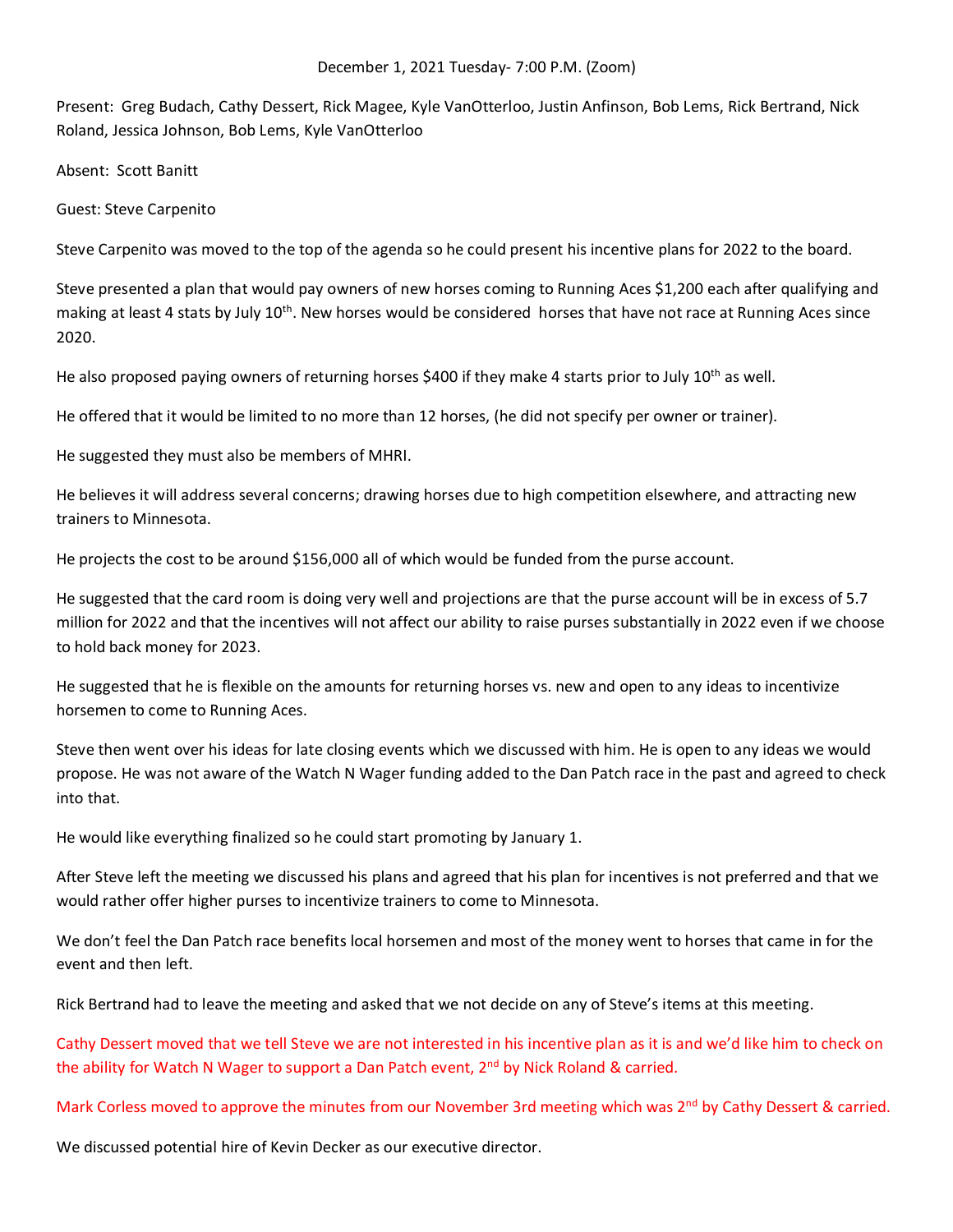December 1, 2021 Tuesday- 7:00 P.M. (Zoom)

Present: Greg Budach, Cathy Dessert, Rick Magee, Kyle VanOtterloo, Justin Anfinson, Bob Lems, Rick Bertrand, Nick Roland, Jessica Johnson, Bob Lems, Kyle VanOtterloo

Absent: Scott Banitt

Guest: Steve Carpenito

Steve Carpenito was moved to the top of the agenda so he could present his incentive plans for 2022 to the board.

Steve presented a plan that would pay owners of new horses coming to Running Aces $1,200 each after qualifying and making at least 4 stats by July 10th. New horses would be considered horses that have not race at Running Aces since 2020.

He also proposed paying owners of returning horses $400 if they make 4 starts prior to July 10th as well.

He offered that it would be limited to no more than 12 horses, (he did not specify per owner or trainer).

He suggested they must also be members of MHRI.

He believes it will address several concerns; drawing horses due to high competition elsewhere, and attracting new trainers to Minnesota.

He projects the cost to be around $156,000 all of which would be funded from the purse account.

He suggested that the card room is doing very well and projections are that the purse account will be in excess of 5.7 million for 2022 and that the incentives will not affect our ability to raise purses substantially in 2022 even if we choose to hold back money for 2023.

He suggested that he is flexible on the amounts for returning horses vs. new and open to any ideas to incentivize horsemen to come to Running Aces.

Steve then went over his ideas for late closing events which we discussed with him. He is open to any ideas we would propose. He was not aware of the Watch N Wager funding added to the Dan Patch race in the past and agreed to check into that.

He would like everything finalized so he could start promoting by January 1.

After Steve left the meeting we discussed his plans and agreed that his plan for incentives is not preferred and that we would rather offer higher purses to incentivize trainers to come to Minnesota.

We don't feel the Dan Patch race benefits local horsemen and most of the money went to horses that came in for the event and then left.

Rick Bertrand had to leave the meeting and asked that we not decide on any of Steve's items at this meeting.

Cathy Dessert moved that we tell Steve we are not interested in his incentive plan as it is and we'd like him to check on the ability for Watch N Wager to support a Dan Patch event, 2nd by Nick Roland & carried.

Mark Corless moved to approve the minutes from our November 3rd meeting which was 2nd by Cathy Dessert & carried.

We discussed potential hire of Kevin Decker as our executive director.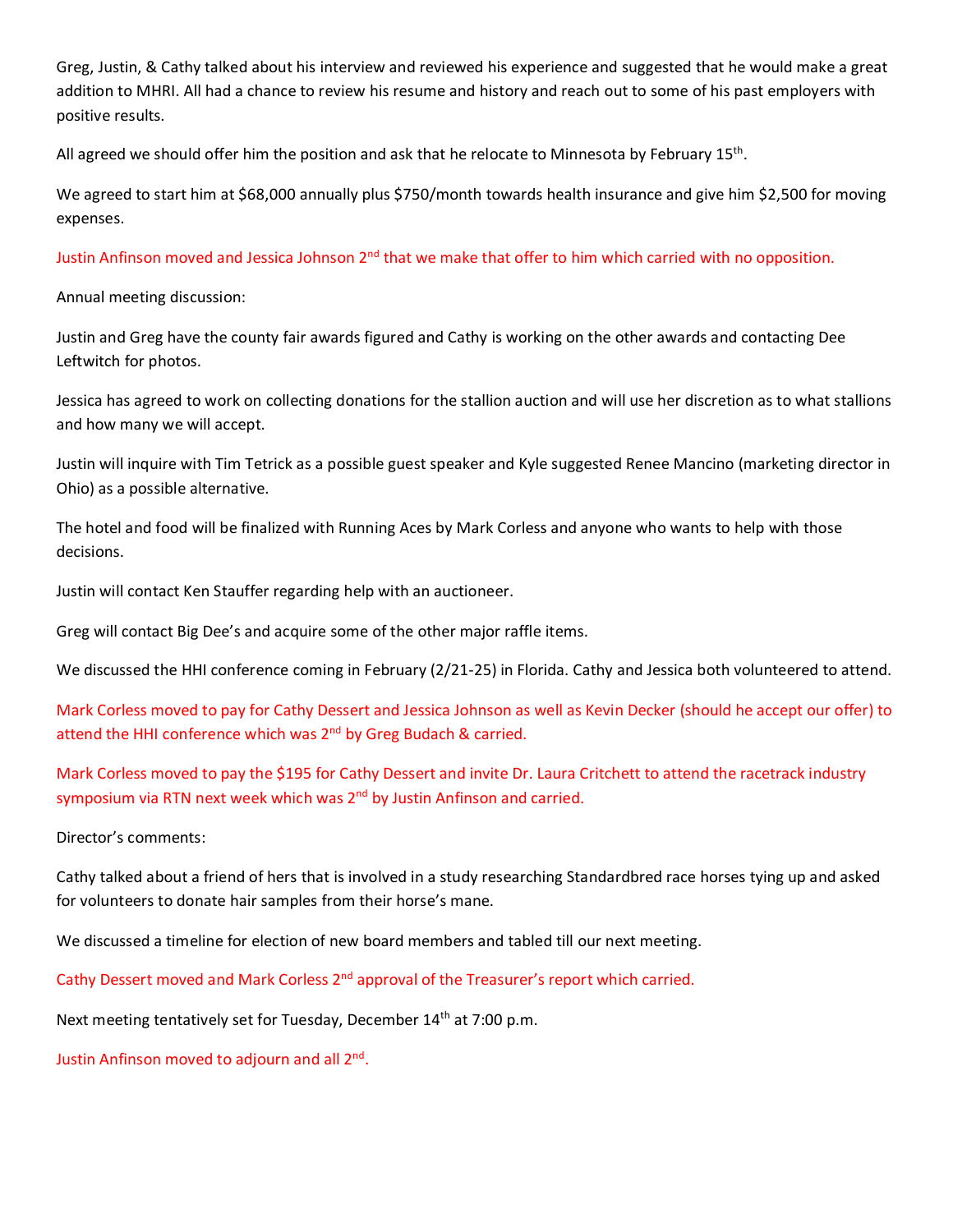Greg, Justin, & Cathy talked about his interview and reviewed his experience and suggested that he would make a great addition to MHRI. All had a chance to review his resume and history and reach out to some of his past employers with positive results.

All agreed we should offer him the position and ask that he relocate to Minnesota by February 15th.

We agreed to start him at $68,000 annually plus $750/month towards health insurance and give him $2,500 for moving expenses.

Justin Anfinson moved and Jessica Johnson 2nd that we make that offer to him which carried with no opposition.

Annual meeting discussion:

Justin and Greg have the county fair awards figured and Cathy is working on the other awards and contacting Dee Leftwitch for photos.

Jessica has agreed to work on collecting donations for the stallion auction and will use her discretion as to what stallions and how many we will accept.

Justin will inquire with Tim Tetrick as a possible guest speaker and Kyle suggested Renee Mancino (marketing director in Ohio) as a possible alternative.

The hotel and food will be finalized with Running Aces by Mark Corless and anyone who wants to help with those decisions.

Justin will contact Ken Stauffer regarding help with an auctioneer.

Greg will contact Big Dee's and acquire some of the other major raffle items.

We discussed the HHI conference coming in February (2/21-25) in Florida. Cathy and Jessica both volunteered to attend.

Mark Corless moved to pay for Cathy Dessert and Jessica Johnson as well as Kevin Decker (should he accept our offer) to attend the HHI conference which was 2nd by Greg Budach & carried.

Mark Corless moved to pay the $195 for Cathy Dessert and invite Dr. Laura Critchett to attend the racetrack industry symposium via RTN next week which was 2nd by Justin Anfinson and carried.

Director's comments:

Cathy talked about a friend of hers that is involved in a study researching Standardbred race horses tying up and asked for volunteers to donate hair samples from their horse's mane.

We discussed a timeline for election of new board members and tabled till our next meeting.

Cathy Dessert moved and Mark Corless 2nd approval of the Treasurer's report which carried.

Next meeting tentatively set for Tuesday, December 14th at 7:00 p.m.

Justin Anfinson moved to adjourn and all 2nd.